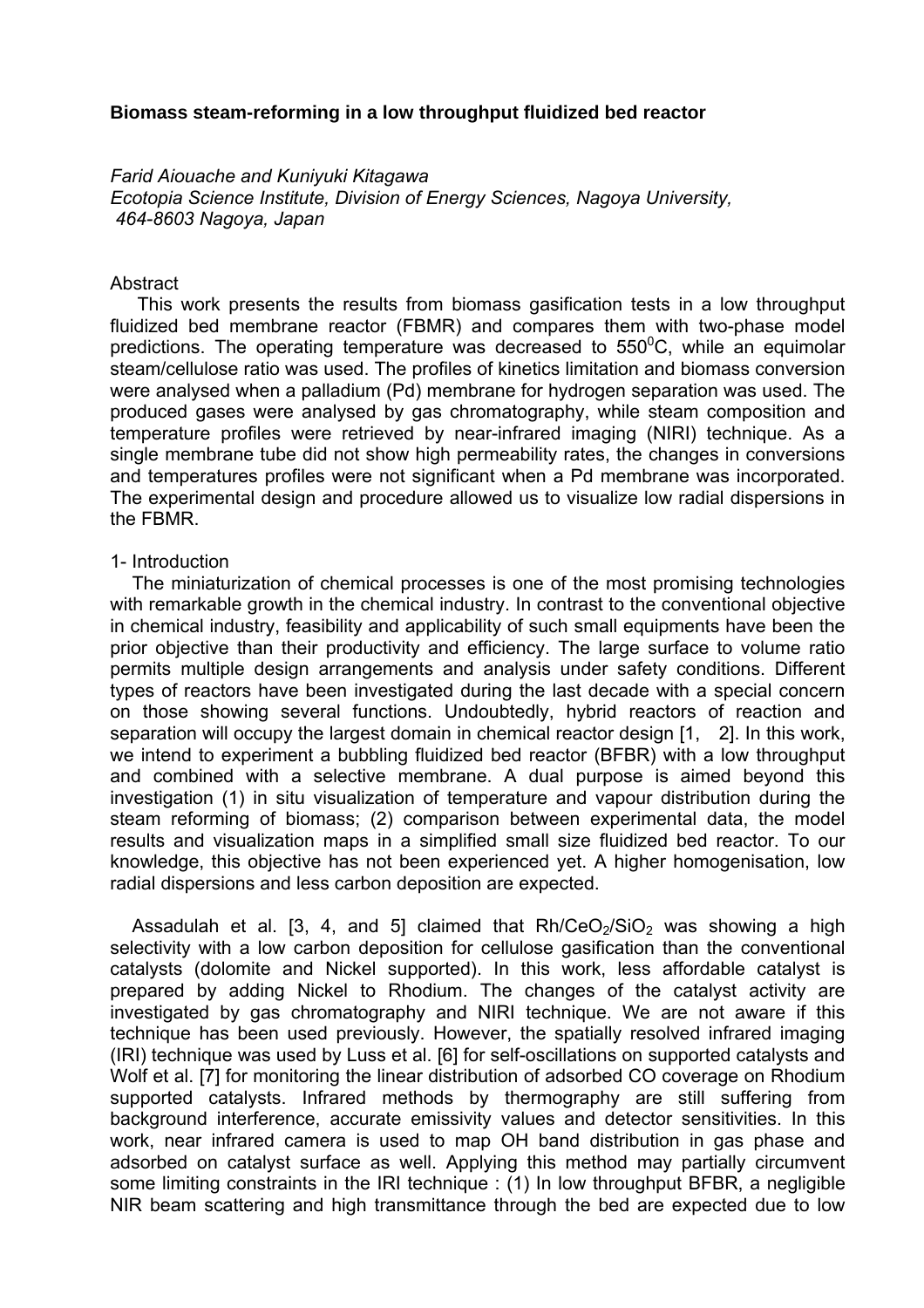**Biomass steam-reforming in a low throughput fluidized bed reactor**

*Farid Aiouache and Kuniyuki Kitagawa*
*Ecotopia Science Institute, Division of Energy Sciences, Nagoya University, 464-8603 Nagoya, Japan*

Abstract

This work presents the results from biomass gasification tests in a low throughput fluidized bed membrane reactor (FBMR) and compares them with two-phase model predictions. The operating temperature was decreased to 550$^0$C, while an equimolar steam/cellulose ratio was used. The profiles of kinetics limitation and biomass conversion were analysed when a palladium (Pd) membrane for hydrogen separation was used. The produced gases were analysed by gas chromatography, while steam composition and temperature profiles were retrieved by near-infrared imaging (NIRI) technique. As a single membrane tube did not show high permeability rates, the changes in conversions and temperatures profiles were not significant when a Pd membrane was incorporated. The experimental design and procedure allowed us to visualize low radial dispersions in the FBMR.

1- Introduction

The miniaturization of chemical processes is one of the most promising technologies with remarkable growth in the chemical industry. In contrast to the conventional objective in chemical industry, feasibility and applicability of such small equipments have been the prior objective than their productivity and efficiency. The large surface to volume ratio permits multiple design arrangements and analysis under safety conditions. Different types of reactors have been investigated during the last decade with a special concern on those showing several functions. Undoubtedly, hybrid reactors of reaction and separation will occupy the largest domain in chemical reactor design [1, 2]. In this work, we intend to experiment a bubbling fluidized bed reactor (BFBR) with a low throughput and combined with a selective membrane. A dual purpose is aimed beyond this investigation (1) in situ visualization of temperature and vapour distribution during the steam reforming of biomass; (2) comparison between experimental data, the model results and visualization maps in a simplified small size fluidized bed reactor. To our knowledge, this objective has not been experienced yet. A higher homogenisation, low radial dispersions and less carbon deposition are expected.

Assadulah et al. [3, 4, and 5] claimed that $Rh/CeO_2/SiO_2$ was showing a high selectivity with a low carbon deposition for cellulose gasification than the conventional catalysts (dolomite and Nickel supported). In this work, less affordable catalyst is prepared by adding Nickel to Rhodium. The changes of the catalyst activity are investigated by gas chromatography and NIRI technique. We are not aware if this technique has been used previously. However, the spatially resolved infrared imaging (IRI) technique was used by Luss et al. [6] for self-oscillations on supported catalysts and Wolf et al. [7] for monitoring the linear distribution of adsorbed CO coverage on Rhodium supported catalysts. Infrared methods by thermography are still suffering from background interference, accurate emissivity values and detector sensitivities. In this work, near infrared camera is used to map OH band distribution in gas phase and adsorbed on catalyst surface as well. Applying this method may partially circumvent some limiting constraints in the IRI technique : (1) In low throughput BFBR, a negligible NIR beam scattering and high transmittance through the bed are expected due to low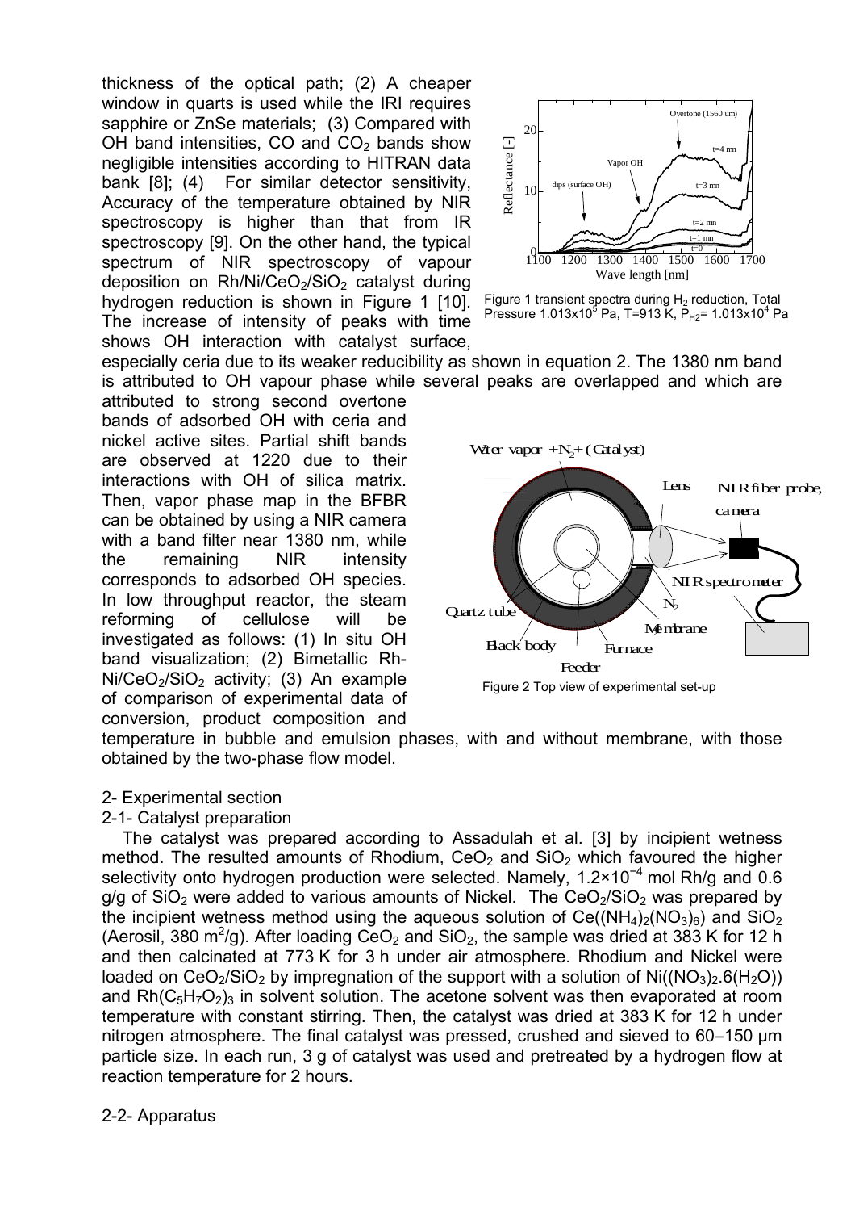thickness of the optical path; (2) A cheaper window in quarts is used while the IRI requires sapphire or ZnSe materials; (3) Compared with OH band intensities, CO and $CO_2$ bands show negligible intensities according to HITRAN data bank [8]; (4) For similar detector sensitivity, Accuracy of the temperature obtained by NIR spectroscopy is higher than that from IR spectroscopy [9]. On the other hand, the typical spectrum of NIR spectroscopy of vapour deposition on $Rh/Ni/CeO_2/SiO_2$ catalyst during hydrogen reduction is shown in Figure 1 [10]. The increase of intensity of peaks with time shows OH interaction with catalyst surface, especially ceria due to its weaker reducibility as shown in equation 2. The 1380 nm band is attributed to OH vapour phase while several peaks are overlapped and which are attributed to strong second overtone bands of adsorbed OH with ceria and nickel active sites. Partial shift bands are observed at 1220 due to their interactions with OH of silica matrix. Then, vapor phase map in the BFBR can be obtained by using a NIR camera with a band filter near 1380 nm, while the remaining NIR intensity corresponds to adsorbed OH species. In low throughput reactor, the steam reforming of cellulose will be investigated as follows: (1) In situ OH band visualization; (2) Bimetallic $Rh-Ni/CeO_2/SiO_2$ activity; (3) An example of comparison of experimental data of conversion, product composition and temperature in bubble and emulsion phases, with and without membrane, with those obtained by the two-phase flow model.

Figure 1 transient spectra during $H_2$ reduction, Total Pressure $1.013 \times 10^5$ Pa, T=913 K, $P_{H2} = 1.013 \times 10^4$ Pa

Figure 2 Top view of experimental set-up

2- Experimental section

2-1- Catalyst preparation

The catalyst was prepared according to Assadulah et al. [3] by incipient wetness method. The resulted amounts of Rhodium, $CeO_2$ and $SiO_2$ which favoured the higher selectivity onto hydrogen production were selected. Namely, $1.2 \times 10^{-4}$ mol Rh/g and 0.6 g/g of $SiO_2$ were added to various amounts of Nickel. The $CeO_2/SiO_2$ was prepared by the incipient wetness method using the aqueous solution of $Ce((NH_4)_2(NO_3)_6)$ and $SiO_2$ (Aerosil, 380 $m^2/g$). After loading $CeO_2$ and $SiO_2$, the sample was dried at 383 K for 12 h and then calcinated at 773 K for 3 h under air atmosphere. Rhodium and Nickel were loaded on $CeO_2/SiO_2$ by impregnation of the support with a solution of $Ni((NO_3)_2.6(H_2O))$ and $Rh(C_5H_7O_2)_3$ in solvent solution. The acetone solvent was then evaporated at room temperature with constant stirring. Then, the catalyst was dried at 383 K for 12 h under nitrogen atmosphere. The final catalyst was pressed, crushed and sieved to 60–150 μm particle size. In each run, 3 g of catalyst was used and pretreated by a hydrogen flow at reaction temperature for 2 hours.

2-2- Apparatus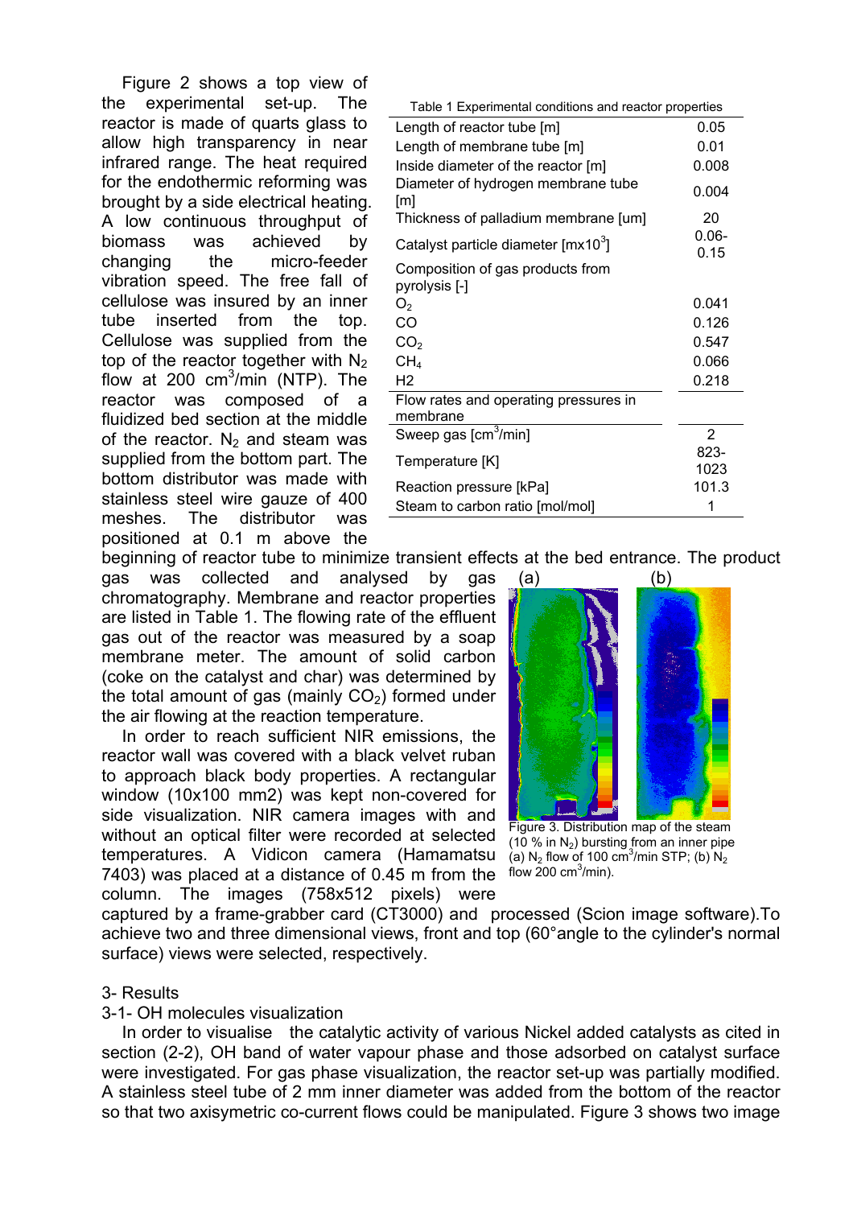Figure 2 shows a top view of the experimental set-up. The reactor is made of quarts glass to allow high transparency in near infrared range. The heat required for the endothermic reforming was brought by a side electrical heating. A low continuous throughput of biomass was achieved by changing the micro-feeder vibration speed. The free fall of cellulose was insured by an inner tube inserted from the top. Cellulose was supplied from the top of the reactor together with $N_2$ flow at 200 $cm^3$/min (NTP). The reactor was composed of a fluidized bed section at the middle of the reactor. $N_2$ and steam was supplied from the bottom part. The bottom distributor was made with stainless steel wire gauze of 400 meshes. The distributor was positioned at 0.1 m above the beginning of reactor tube to minimize transient effects at the bed entrance. The product gas was collected and analysed by gas chromatography. Membrane and reactor properties are listed in Table 1. The flowing rate of the effluent gas out of the reactor was measured by a soap membrane meter. The amount of solid carbon (coke on the catalyst and char) was determined by the total amount of gas (mainly $CO_2$) formed under the air flowing at the reaction temperature.

Table 1 Experimental conditions and reactor properties

| | |
|---|---|
| Length of reactor tube [m] | 0.05 |
| Length of membrane tube [m] | 0.01 |
| Inside diameter of the reactor [m] | 0.008 |
| Diameter of hydrogen membrane tube [m] | 0.004 |
| Thickness of palladium membrane [um] | 20 |
| Catalyst particle diameter [mx10$^3$] | 0.06-0.15 |
| Composition of gas products from pyrolysis [-] | |
| $O_2$ | 0.041 |
| CO | 0.126 |
| $CO_2$ | 0.547 |
| $CH_4$ | 0.066 |
| H2 | 0.218 |
| Flow rates and operating pressures in membrane | |
| Sweep gas [$cm^3$/min] | 2 |
| Temperature [K] | 823-1023 |
| Reaction pressure [kPa] | 101.3 |
| Steam to carbon ratio [mol/mol] | 1 |

In order to reach sufficient NIR emissions, the reactor wall was covered with a black velvet ruban to approach black body properties. A rectangular window (10x100 mm2) was kept non-covered for side visualization. NIR camera images with and without an optical filter were recorded at selected temperatures. A Vidicon camera (Hamamatsu 7403) was placed at a distance of 0.45 m from the column. The images (758x512 pixels) were captured by a frame-grabber card (CT3000) and processed (Scion image software).To achieve two and three dimensional views, front and top (60°angle to the cylinder's normal surface) views were selected, respectively.

(a) (b)

Figure 3. Distribution map of the steam (10 % in $N_2$) bursting from an inner pipe (a) $N_2$ flow of 100 $cm^3$/min STP; (b) $N_2$ flow 200 $cm^3$/min).

## 3- Results

### 3-1- OH molecules visualization

In order to visualise the catalytic activity of various Nickel added catalysts as cited in section (2-2), OH band of water vapour phase and those adsorbed on catalyst surface were investigated. For gas phase visualization, the reactor set-up was partially modified. A stainless steel tube of 2 mm inner diameter was added from the bottom of the reactor so that two axisymetric co-current flows could be manipulated. Figure 3 shows two image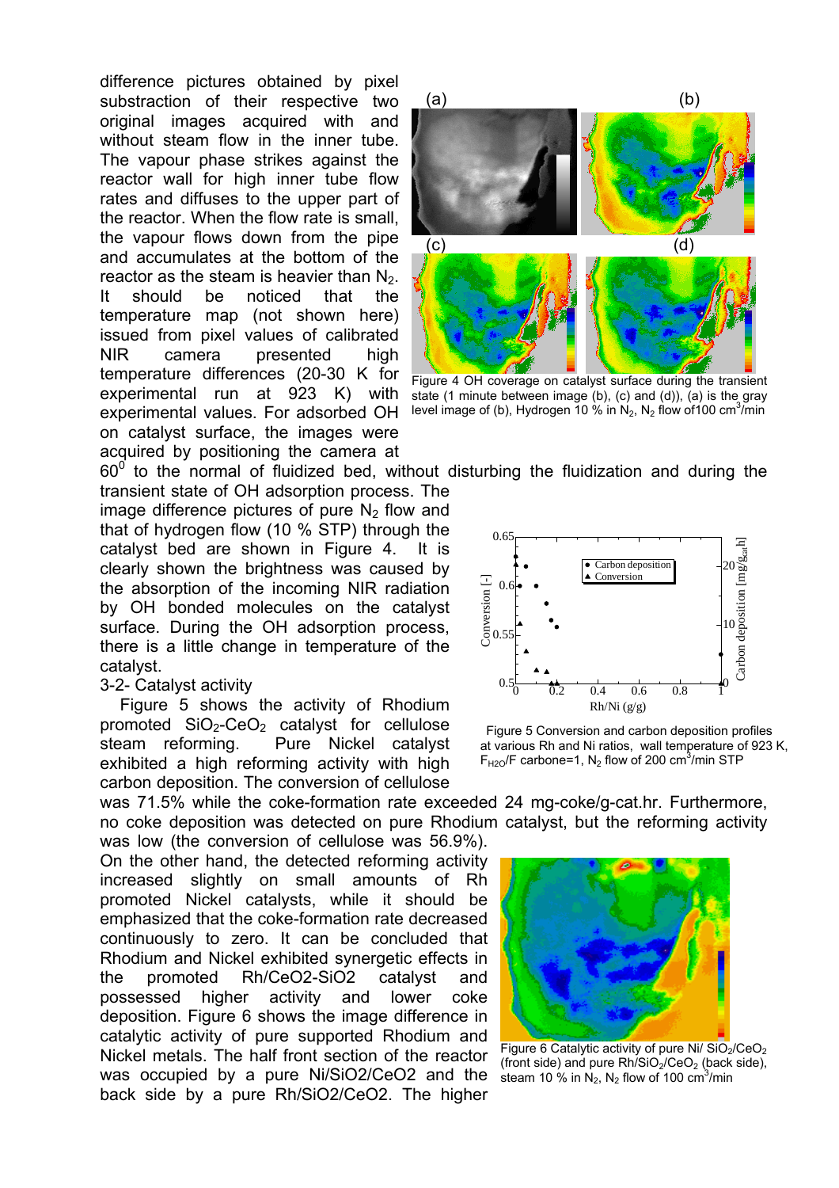difference pictures obtained by pixel substraction of their respective two original images acquired with and without steam flow in the inner tube. The vapour phase strikes against the reactor wall for high inner tube flow rates and diffuses to the upper part of the reactor. When the flow rate is small, the vapour flows down from the pipe and accumulates at the bottom of the reactor as the steam is heavier than $N_2$. It should be noticed that the temperature map (not shown here) issued from pixel values of calibrated NIR camera presented high temperature differences (20-30 K for experimental run at 923 K) with experimental values. For adsorbed OH on catalyst surface, the images were acquired by positioning the camera at $60^0$ to the normal of fluidized bed, without disturbing the fluidization and during the transient state of OH adsorption process. The image difference pictures of pure $N_2$ flow and that of hydrogen flow (10 % STP) through the catalyst bed are shown in Figure 4. It is clearly shown the brightness was caused by the absorption of the incoming NIR radiation by OH bonded molecules on the catalyst surface. During the OH adsorption process, there is a little change in temperature of the catalyst.

Figure 4 OH coverage on catalyst surface during the transient state (1 minute between image (b), (c) and (d)), (a) is the gray level image of (b), Hydrogen 10 % in $N_2$, $N_2$ flow of100 $cm^3$/min

3-2- Catalyst activity

Figure 5 shows the activity of Rhodium promoted $SiO_2$-$CeO_2$ catalyst for cellulose steam reforming. Pure Nickel catalyst exhibited a high reforming activity with high carbon deposition. The conversion of cellulose was 71.5% while the coke-formation rate exceeded 24 mg-coke/g-cat.hr. Furthermore, no coke deposition was detected on pure Rhodium catalyst, but the reforming activity was low (the conversion of cellulose was 56.9%).

Figure 5 Conversion and carbon deposition profiles at various Rh and Ni ratios, wall temperature of 923 K, $F_{H2O}$/F carbone=1, $N_2$ flow of 200 $cm^3$/min STP

On the other hand, the detected reforming activity increased slightly on small amounts of Rh promoted Nickel catalysts, while it should be emphasized that the coke-formation rate decreased continuously to zero. It can be concluded that Rhodium and Nickel exhibited synergetic effects in the promoted Rh/CeO2-SiO2 catalyst and possessed higher activity and lower coke deposition. Figure 6 shows the image difference in catalytic activity of pure supported Rhodium and Nickel metals. The half front section of the reactor was occupied by a pure Ni/SiO2/CeO2 and the back side by a pure Rh/SiO2/CeO2. The higher

Figure 6 Catalytic activity of pure Ni/ $SiO_2$/$CeO_2$ (front side) and pure Rh/$SiO_2$/$CeO_2$ (back side), steam 10 % in $N_2$, $N_2$ flow of 100 $cm^3$/min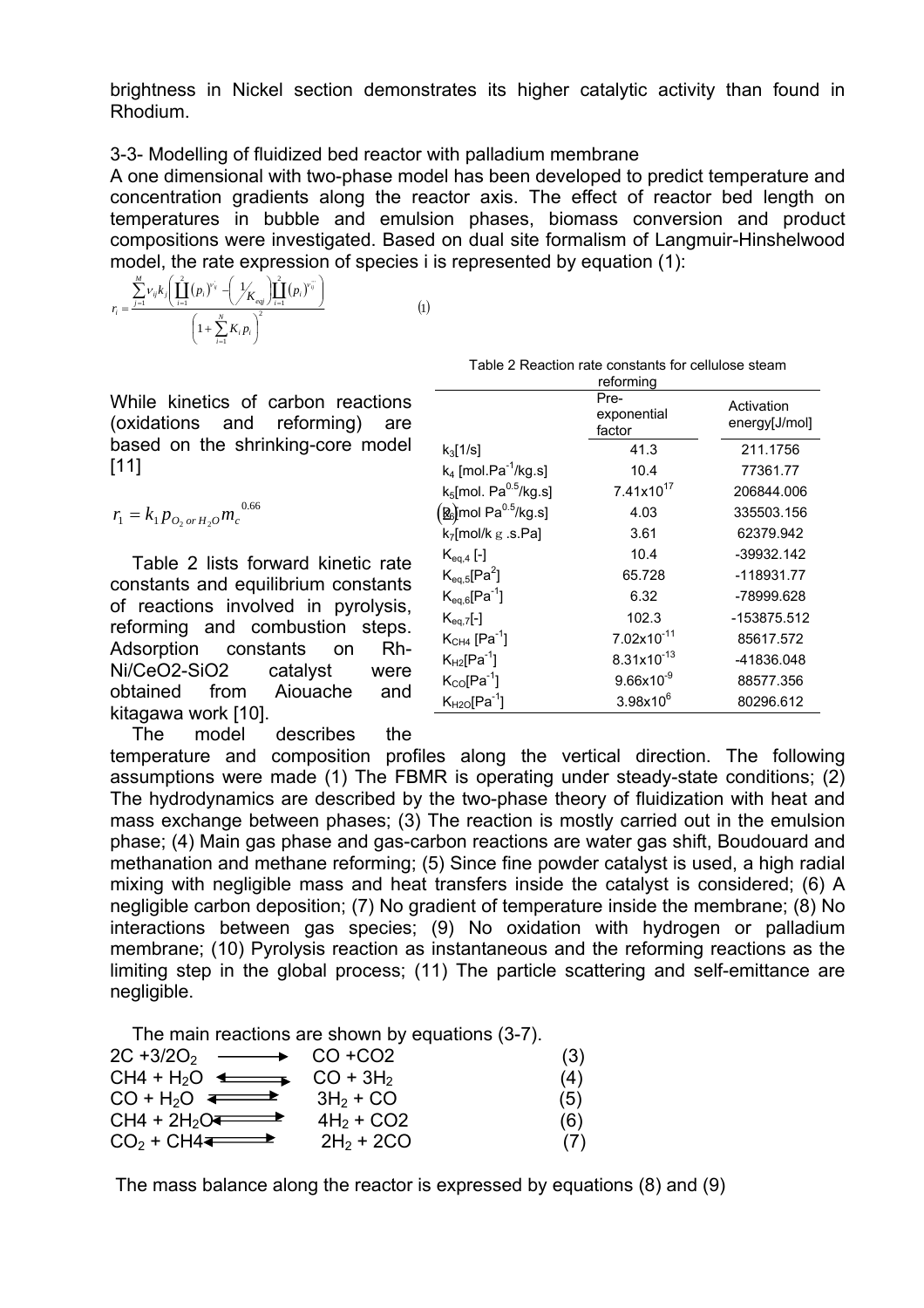brightness in Nickel section demonstrates its higher catalytic activity than found in Rhodium.

### 3-3- Modelling of fluidized bed reactor with palladium membrane

A one dimensional with two-phase model has been developed to predict temperature and concentration gradients along the reactor axis. The effect of reactor bed length on temperatures in bubble and emulsion phases, biomass conversion and product compositions were investigated. Based on dual site formalism of Langmuir-Hinshelwood model, the rate expression of species i is represented by equation (1):

$$r_i = \frac{\sum_{j=1}^{M} \nu_{ij} k_j \left( \prod_{i=1}^{2} (p_i)^{\nu_{ij}} - \left( \frac{1}{K_{eqj}} \right) \prod_{i=1}^{2} (p_i)^{\nu''_{ij}} \right)}{\left( 1 + \sum_{i=1}^{N} K_i p_i \right)^2} \quad (1)$$

While kinetics of carbon reactions (oxidations and reforming) are based on the shrinking-core model [11]

$$r_1 = k_1 p_{O_2 \, or \, H_2O} m_c^{\;0.66} \quad (2)$$

Table 2 Reaction rate constants for cellulose steam reforming

| | Pre-exponential factor | Activation energy[J/mol] |
|---|---|---|
| $k_3$[1/s] | 41.3 | 211.1756 |
| $k_4$ [mol.Pa$^{-1}$/kg.s] | 10.4 | 77361.77 |
| $k_5$[mol. Pa$^{0.5}$/kg.s] | $7.41\times10^{17}$ | 206844.006 |
| $k_6$[mol Pa$^{0.5}$/kg.s] | 4.03 | 335503.156 |
| $k_7$[mol/kg .s.Pa] | 3.61 | 62379.942 |
| $K_{eq,4}$ [-] | 10.4 | -39932.142 |
| $K_{eq,5}$[Pa$^2$] | 65.728 | -118931.77 |
| $K_{eq,6}$[Pa$^{-1}$] | 6.32 | -78999.628 |
| $K_{eq,7}$[-] | 102.3 | -153875.512 |
| $K_{CH4}$ [Pa$^{-1}$] | $7.02\times10^{-11}$ | 85617.572 |
| $K_{H2}$[Pa$^{-1}$] | $8.31\times10^{-13}$ | -41836.048 |
| $K_{CO}$[Pa$^{-1}$] | $9.66\times10^{-9}$ | 88577.356 |
| $K_{H2O}$[Pa$^{-1}$] | $3.98\times10^{6}$ | 80296.612 |

Table 2 lists forward kinetic rate constants and equilibrium constants of reactions involved in pyrolysis, reforming and combustion steps. Adsorption constants on Rh-Ni/CeO2-SiO2 catalyst were obtained from Aiouache and kitagawa work [10].

The model describes the temperature and composition profiles along the vertical direction. The following assumptions were made (1) The FBMR is operating under steady-state conditions; (2) The hydrodynamics are described by the two-phase theory of fluidization with heat and mass exchange between phases; (3) The reaction is mostly carried out in the emulsion phase; (4) Main gas phase and gas-carbon reactions are water gas shift, Boudouard and methanation and methane reforming; (5) Since fine powder catalyst is used, a high radial mixing with negligible mass and heat transfers inside the catalyst is considered; (6) A negligible carbon deposition; (7) No gradient of temperature inside the membrane; (8) No interactions between gas species; (9) No oxidation with hydrogen or palladium membrane; (10) Pyrolysis reaction as instantaneous and the reforming reactions as the limiting step in the global process; (11) The particle scattering and self-emittance are negligible.

The main reactions are shown by equations (3-7).

$$2C + 3/2O_2 \longrightarrow CO + CO_2 \quad (3)$$

$$CH_4 + H_2O \rightleftharpoons CO + 3H_2 \quad (4)$$

$$CO + H_2O \rightleftharpoons 3H_2 + CO \quad (5)$$

$$CH_4 + 2H_2O \rightleftharpoons 4H_2 + CO_2 \quad (6)$$

$$CO_2 + CH_4 \rightleftharpoons 2H_2 + 2CO \quad (7)$$

The mass balance along the reactor is expressed by equations (8) and (9)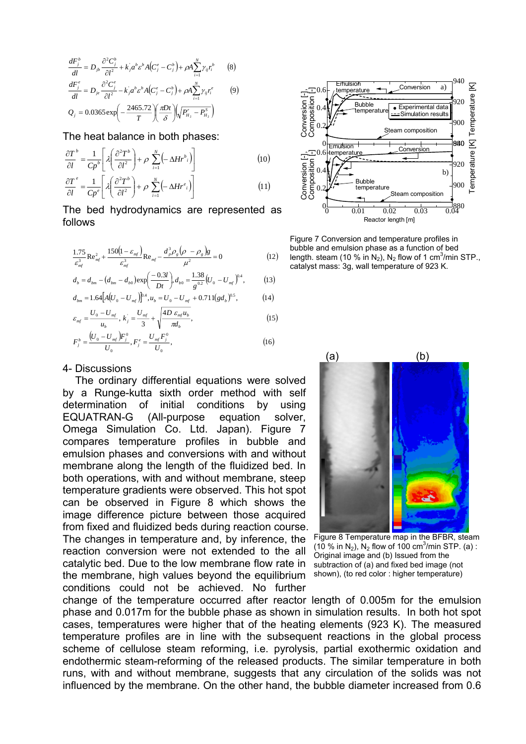$$\frac{dF_j^b}{dl} = D_{jb}\frac{\partial^2 C_j^b}{\partial l^2} + k_j' a^b \varepsilon^b A\left(C_j^e - C_j^b\right) + \rho A \sum_{i=1}^{N} \gamma_{ij} r_i^b \qquad (8)$$

$$\frac{dF_j^e}{dl} = D_{je}\frac{\partial^2 C_j^e}{\partial l^2} - k_j' a^b \varepsilon^b A\left(C_j^e - C_j^b\right) + \rho A \sum_{i=1}^{N} \gamma_{ij} r_i^e \qquad (9)$$

$$Q_j = 0.0365 \exp\left(-\frac{2465.72}{T}\right)\left(\frac{\pi D t}{\delta}\right)\left(\sqrt{P_{H_2}^r - P_{H_2}^S}\right)$$

The heat balance in both phases:

$$\frac{\partial T^b}{\partial l} = \frac{1}{Cp^b}\left[\lambda\left(\frac{\partial^2 T^b}{\partial l^2}\right) + \rho \sum_{i=1}^{N}\left(-\Delta Hr^b{}_i\right)\right] \qquad (10)$$

$$\frac{\partial T^e}{\partial l} = \frac{1}{Cp^e}\left[\lambda\left(\frac{\partial^2 T^b}{\partial l^2}\right) + \rho \sum_{i=1}^{N}\left(-\Delta Hr^e{}_i\right)\right] \qquad (11)$$

The bed hydrodynamics are represented as follows

$$\frac{1.75}{\varepsilon_{mf}^3}\mathrm{Re}_{mf}^2 + \frac{150\left(1-\varepsilon_{mf}\right)}{\varepsilon_{mf}^3}\mathrm{Re}_{mf} - \frac{d_p^3 \rho_g \left(\rho - \rho_g\right) g}{\mu^2} = 0 \qquad (12)$$

$$d_b = d_{bm} - \left(d_{bm} - d_{b0}\right)\exp\left(\frac{-0.3l}{Dt}\right), d_{b0} = \frac{1.38}{g^{0.2}}\left(U_0 - U_{mf}\right)^{0.4}, \qquad (13)$$

$$d_{bm} = 1.64\left[A\left(U_0 - U_{mf}\right)\right]^{0.4}, u_b = U_0 - U_{mf} + 0.711\left(g d_b\right)^{0.5}, \qquad (14)$$

$$\varepsilon_{mf} = \frac{U_0 - U_{mf}}{u_b},\ k_j' = \frac{U_{mf}}{3} + \sqrt{\frac{4D\,\varepsilon_{mf} u_b}{\pi d_b}}, \qquad (15)$$

$$F_j^b = \frac{\left(U_0 - U_{mf}\right)F_j^0}{U_0}, F_j^e = \frac{U_{mf} F_j^0}{U_0}, \qquad (16)$$

Figure 7 Conversion and temperature profiles in bubble and emulsion phase as a function of bed length. steam (10 % in $N_2$), $N_2$ flow of 1 $cm^3$/min STP., catalyst mass: 3g, wall temperature of 923 K.

## 4- Discussions

The ordinary differential equations were solved by a Runge-kutta sixth order method with self determination of initial conditions by using EQUATRAN-G (All-purpose equation solver, Omega Simulation Co. Ltd. Japan). Figure 7 compares temperature profiles in bubble and emulsion phases and conversions with and without membrane along the length of the fluidized bed. In both operations, with and without membrane, steep temperature gradients were observed. This hot spot can be observed in Figure 8 which shows the image difference picture between those acquired from fixed and fluidized beds during reaction course. The changes in temperature and, by inference, the reaction conversion were not extended to the all catalytic bed. Due to the low membrane flow rate in the membrane, high values beyond the equilibrium conditions could not be achieved. No further change of the temperature occurred after reactor length of 0.005m for the emulsion phase and 0.017m for the bubble phase as shown in simulation results. In both hot spot cases, temperatures were higher that of the heating elements (923 K). The measured temperature profiles are in line with the subsequent reactions in the global process scheme of cellulose steam reforming, i.e. pyrolysis, partial exothermic oxidation and endothermic steam-reforming of the released products. The similar temperature in both runs, with and without membrane, suggests that any circulation of the solids was not influenced by the membrane. On the other hand, the bubble diameter increased from 0.6

Figure 8 Temperature map in the BFBR, steam (10 % in $N_2$), $N_2$ flow of 100 $cm^3$/min STP. (a) : Original image and (b) Issued from the subtraction of (a) and fixed bed image (not shown), (to red color : higher temperature)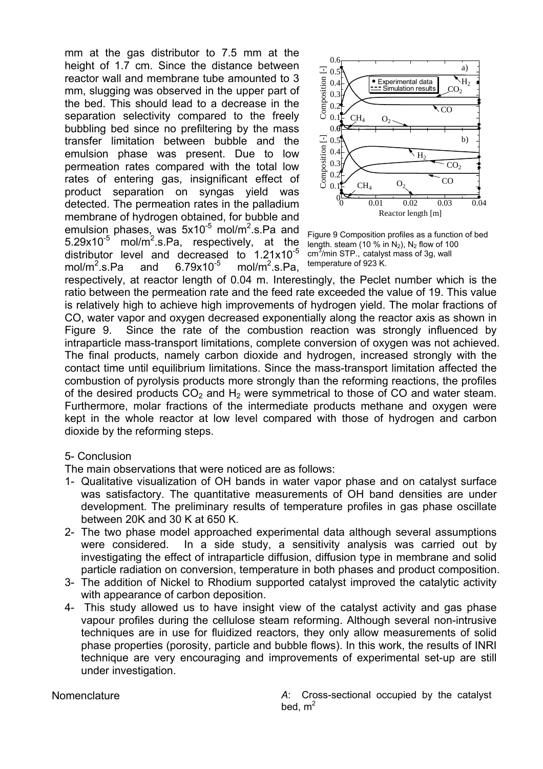mm at the gas distributor to 7.5 mm at the height of 1.7 cm. Since the distance between reactor wall and membrane tube amounted to 3 mm, slugging was observed in the upper part of the bed. This should lead to a decrease in the separation selectivity compared to the freely bubbling bed since no prefiltering by the mass transfer limitation between bubble and the emulsion phase was present. Due to low permeation rates compared with the total low rates of entering gas, insignificant effect of product separation on syngas yield was detected. The permeation rates in the palladium membrane of hydrogen obtained, for bubble and emulsion phases, was $5 \times 10^{-5}$ mol/m$^2$.s.Pa and $5.29 \times 10^{-5}$ mol/m$^2$.s.Pa, respectively, at the distributor level and decreased to $1.21 \times 10^{-5}$ mol/m$^2$.s.Pa and $6.79 \times 10^{-5}$ mol/m$^2$.s.Pa, respectively, at reactor length of 0.04 m. Interestingly, the Peclet number which is the ratio between the permeation rate and the feed rate exceeded the value of 19. This value is relatively high to achieve high improvements of hydrogen yield. The molar fractions of CO, water vapor and oxygen decreased exponentially along the reactor axis as shown in Figure 9. Since the rate of the combustion reaction was strongly influenced by intraparticle mass-transport limitations, complete conversion of oxygen was not achieved. The final products, namely carbon dioxide and hydrogen, increased strongly with the contact time until equilibrium limitations. Since the mass-transport limitation affected the combustion of pyrolysis products more strongly than the reforming reactions, the profiles of the desired products $CO_2$ and $H_2$ were symmetrical to those of CO and water steam. Furthermore, molar fractions of the intermediate products methane and oxygen were kept in the whole reactor at low level compared with those of hydrogen and carbon dioxide by the reforming steps.

Figure 9 Composition profiles as a function of bed length. steam (10 % in $N_2$), $N_2$ flow of 100 cm$^3$/min STP., catalyst mass of 3g, wall temperature of 923 K.

## 5- Conclusion

The main observations that were noticed are as follows:

1- Qualitative visualization of OH bands in water vapor phase and on catalyst surface was satisfactory. The quantitative measurements of OH band densities are under development. The preliminary results of temperature profiles in gas phase oscillate between 20K and 30 K at 650 K.

2- The two phase model approached experimental data although several assumptions were considered. In a side study, a sensitivity analysis was carried out by investigating the effect of intraparticle diffusion, diffusion type in membrane and solid particle radiation on conversion, temperature in both phases and product composition.

3- The addition of Nickel to Rhodium supported catalyst improved the catalytic activity with appearance of carbon deposition.

4- This study allowed us to have insight view of the catalyst activity and gas phase vapour profiles during the cellulose steam reforming. Although several non-intrusive techniques are in use for fluidized reactors, they only allow measurements of solid phase properties (porosity, particle and bubble flows). In this work, the results of INRI technique are very encouraging and improvements of experimental set-up are still under investigation.

## Nomenclature

*A*: Cross-sectional occupied by the catalyst bed, m$^2$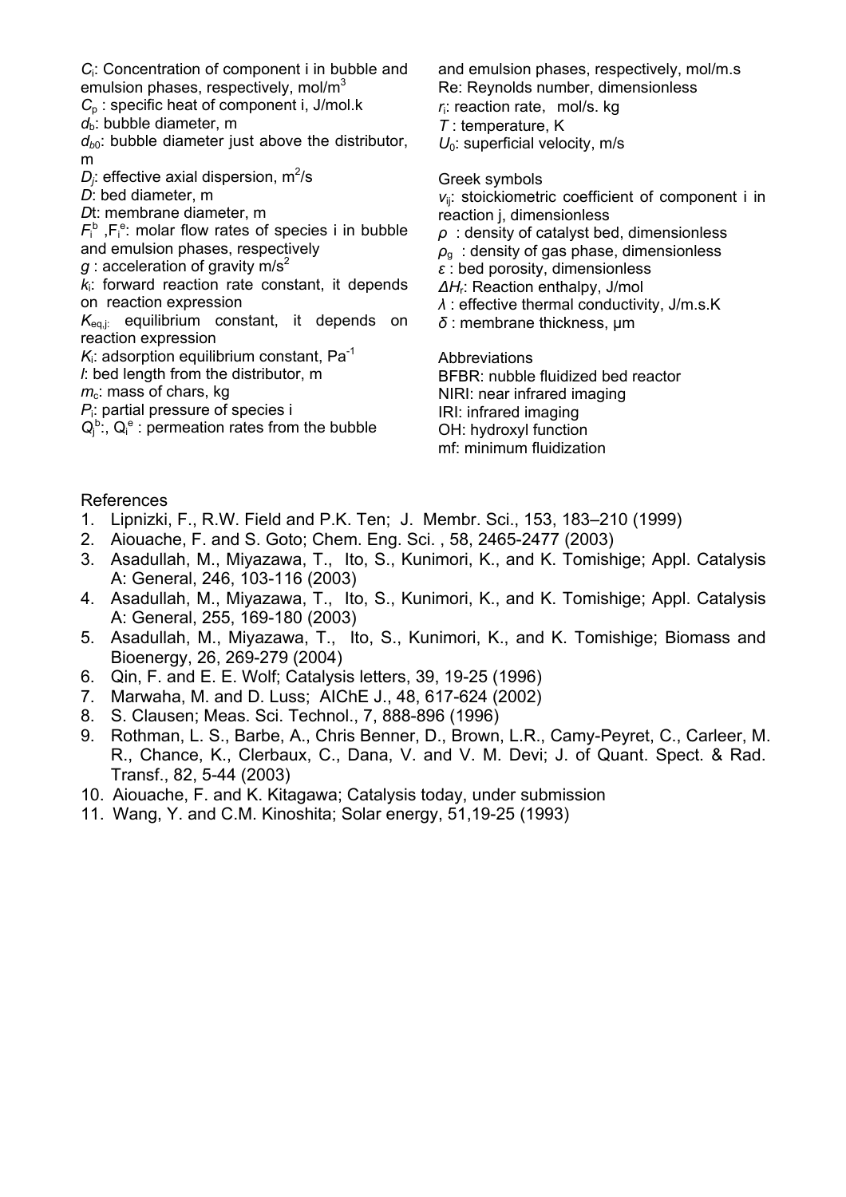$C_i$: Concentration of component i in bubble and emulsion phases, respectively, mol/m$^3$

$C_p$ : specific heat of component i, J/mol.k

$d_b$: bubble diameter, m

$d_{b0}$: bubble diameter just above the distributor, m

$D_j$: effective axial dispersion, m$^2$/s

$D$: bed diameter, m

$D$t: membrane diameter, m

$F_i^b$ ,$F_i^e$: molar flow rates of species i in bubble and emulsion phases, respectively

$g$ : acceleration of gravity m/s$^2$

$k_i$: forward reaction rate constant, it depends on reaction expression

$K_{eq,j}$: equilibrium constant, it depends on reaction expression

$K_i$: adsorption equilibrium constant, Pa$^{-1}$

$l$: bed length from the distributor, m

$m_c$: mass of chars, kg

$P_i$: partial pressure of species i

$Q_j^b$:, $Q_i^e$ : permeation rates from the bubble and emulsion phases, respectively, mol/m.s

Re: Reynolds number, dimensionless

$r_i$: reaction rate, mol/s. kg

$T$ : temperature, K

$U_0$: superficial velocity, m/s

Greek symbols

$v_{ij}$: stoickiometric coefficient of component i in reaction j, dimensionless

$\rho$ : density of catalyst bed, dimensionless

$\rho_g$ : density of gas phase, dimensionless

$\varepsilon$ : bed porosity, dimensionless

$\Delta H_r$: Reaction enthalpy, J/mol

$\lambda$ : effective thermal conductivity, J/m.s.K

$\delta$ : membrane thickness, μm

Abbreviations

BFBR: nubble fluidized bed reactor

NIRI: near infrared imaging

IRI: infrared imaging

OH: hydroxyl function

mf: minimum fluidization

## References

1. Lipnizki, F., R.W. Field and P.K. Ten; J. Membr. Sci., 153, 183–210 (1999)
2. Aiouache, F. and S. Goto; Chem. Eng. Sci. , 58, 2465-2477 (2003)
3. Asadullah, M., Miyazawa, T., Ito, S., Kunimori, K., and K. Tomishige; Appl. Catalysis A: General, 246, 103-116 (2003)
4. Asadullah, M., Miyazawa, T., Ito, S., Kunimori, K., and K. Tomishige; Appl. Catalysis A: General, 255, 169-180 (2003)
5. Asadullah, M., Miyazawa, T., Ito, S., Kunimori, K., and K. Tomishige; Biomass and Bioenergy, 26, 269-279 (2004)
6. Qin, F. and E. E. Wolf; Catalysis letters, 39, 19-25 (1996)
7. Marwaha, M. and D. Luss; AIChE J., 48, 617-624 (2002)
8. S. Clausen; Meas. Sci. Technol., 7, 888-896 (1996)
9. Rothman, L. S., Barbe, A., Chris Benner, D., Brown, L.R., Camy-Peyret, C., Carleer, M. R., Chance, K., Clerbaux, C., Dana, V. and V. M. Devi; J. of Quant. Spect. & Rad. Transf., 82, 5-44 (2003)
10. Aiouache, F. and K. Kitagawa; Catalysis today, under submission
11. Wang, Y. and C.M. Kinoshita; Solar energy, 51,19-25 (1993)